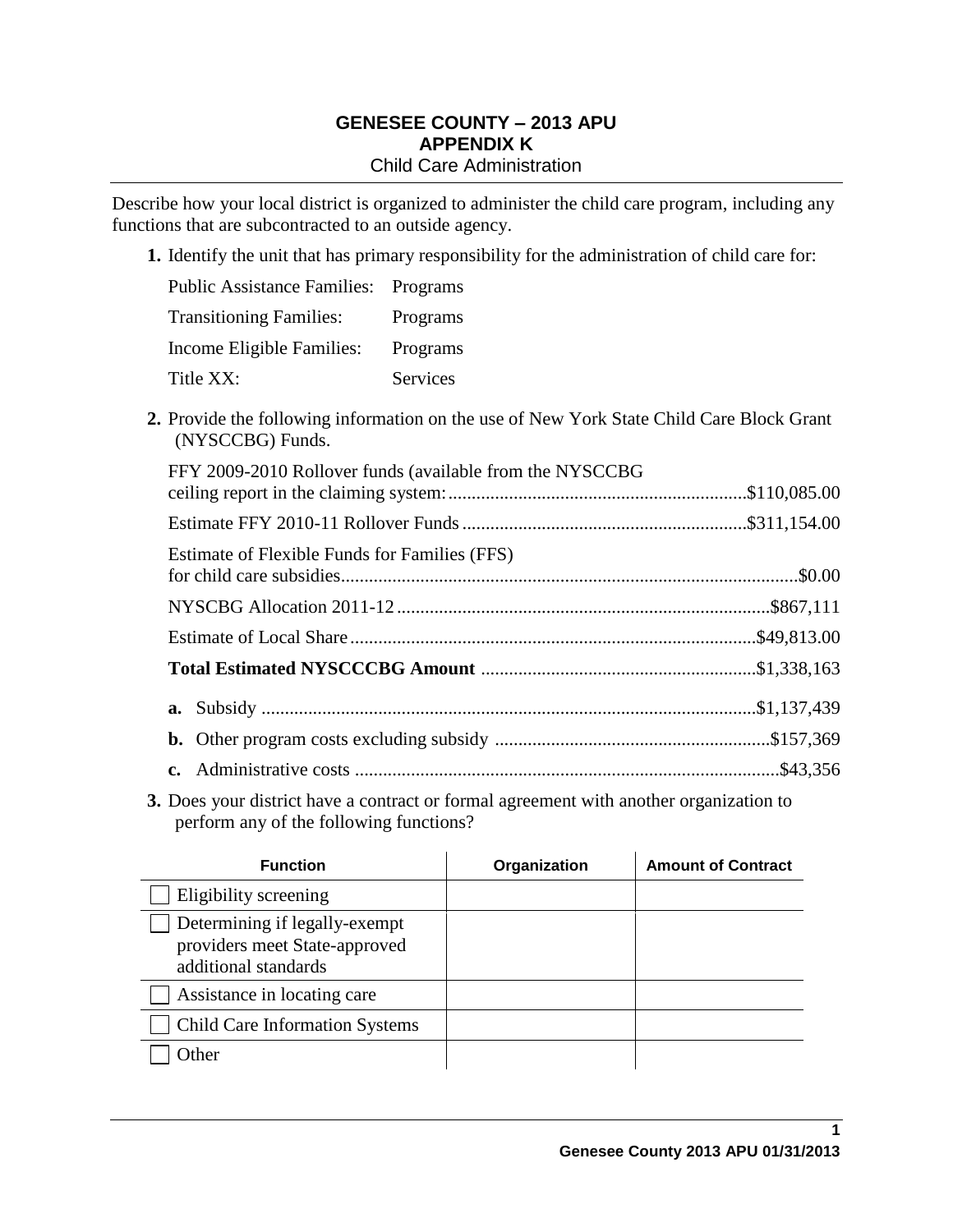# GENESEE COUNTY – 2013 APU
## APPENDIX K
### Child Care Administration

Describe how your local district is organized to administer the child care program, including any functions that are subcontracted to an outside agency.

**1.** Identify the unit that has primary responsibility for the administration of child care for:

| | |
|---|---|
| Public Assistance Families: | Programs |
| Transitioning Families: | Programs |
| Income Eligible Families: | Programs |
| Title XX: | Services |

**2.** Provide the following information on the use of New York State Child Care Block Grant (NYSCCBG) Funds.

FFY 2009-2010 Rollover funds (available from the NYSCCBG ceiling report in the claiming system: ............ $110,085.00

Estimate FFY 2010-11 Rollover Funds ............ $311,154.00

Estimate of Flexible Funds for Families (FFS) for child care subsidies ............ $0.00

NYSCBG Allocation 2011-12 ............ $867,111

Estimate of Local Share ............ $49,813.00

**Total Estimated NYSCCCBG Amount** ............ $1,338,163

**a.** Subsidy ............ $1,137,439

**b.** Other program costs excluding subsidy ............ $157,369

**c.** Administrative costs ............ $43,356

**3.** Does your district have a contract or formal agreement with another organization to perform any of the following functions?

| Function | Organization | Amount of Contract |
|---|---|---|
| ☐ Eligibility screening | | |
| ☐ Determining if legally-exempt providers meet State-approved additional standards | | |
| ☐ Assistance in locating care | | |
| ☐ Child Care Information Systems | | |
| ☐ Other | | |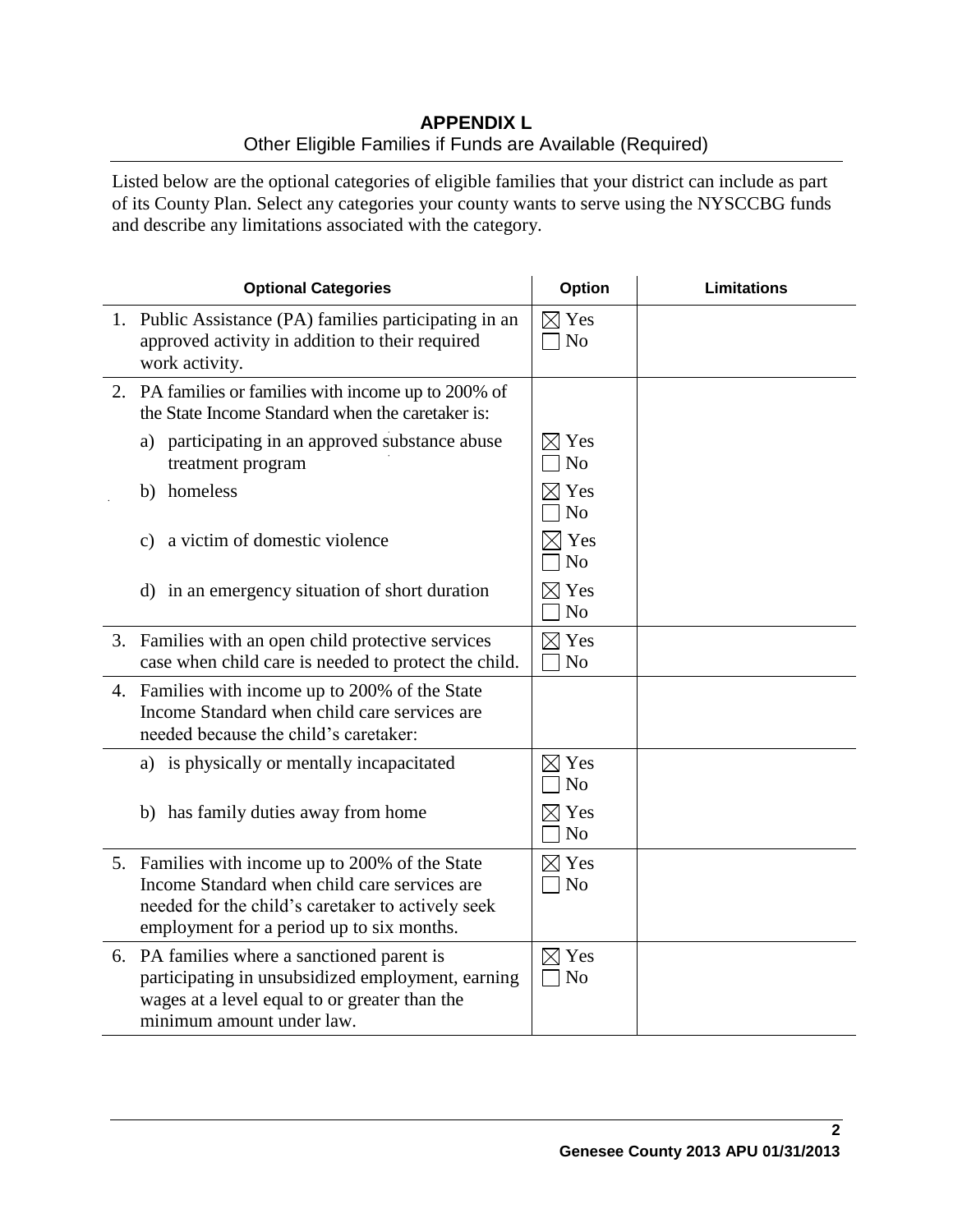# APPENDIX L

Other Eligible Families if Funds are Available (Required)

Listed below are the optional categories of eligible families that your district can include as part of its County Plan. Select any categories your county wants to serve using the NYSCCBG funds and describe any limitations associated with the category.

| Optional Categories | Option | Limitations |
|---|---|---|
| 1. Public Assistance (PA) families participating in an approved activity in addition to their required work activity. | ☒ Yes ☐ No | |
| 2. PA families or families with income up to 200% of the State Income Standard when the caretaker is: | | |
| a) participating in an approved substance abuse treatment program | ☒ Yes ☐ No | |
| b) homeless | ☒ Yes ☐ No | |
| c) a victim of domestic violence | ☒ Yes ☐ No | |
| d) in an emergency situation of short duration | ☒ Yes ☐ No | |
| 3. Families with an open child protective services case when child care is needed to protect the child. | ☒ Yes ☐ No | |
| 4. Families with income up to 200% of the State Income Standard when child care services are needed because the child's caretaker: | | |
| a) is physically or mentally incapacitated | ☒ Yes ☐ No | |
| b) has family duties away from home | ☒ Yes ☐ No | |
| 5. Families with income up to 200% of the State Income Standard when child care services are needed for the child's caretaker to actively seek employment for a period up to six months. | ☒ Yes ☐ No | |
| 6. PA families where a sanctioned parent is participating in unsubsidized employment, earning wages at a level equal to or greater than the minimum amount under law. | ☒ Yes ☐ No | |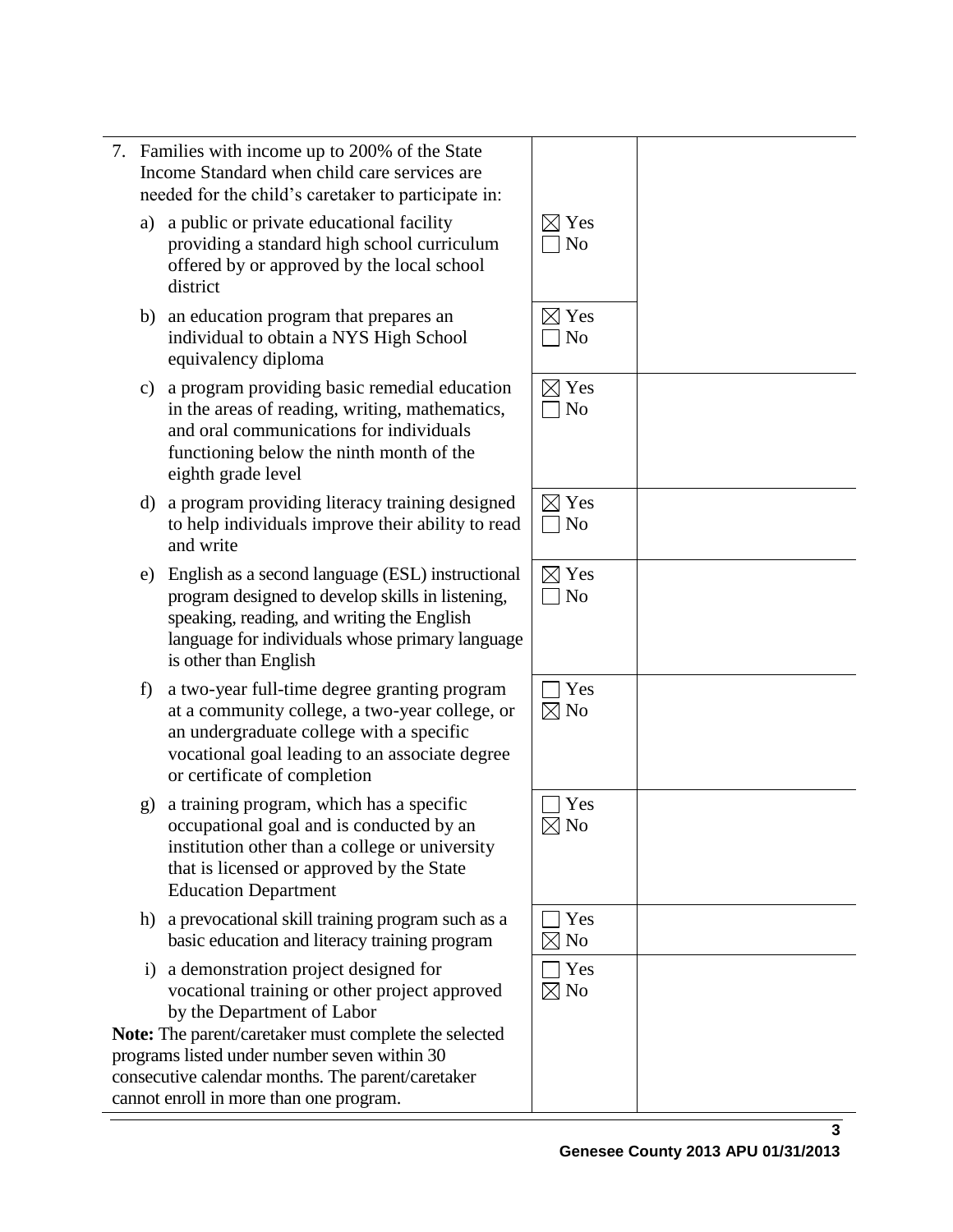| | | |
|---|---|---|
| 7. Families with income up to 200% of the State Income Standard when child care services are needed for the child's caretaker to participate in: | | |
| a) a public or private educational facility providing a standard high school curriculum offered by or approved by the local school district | ☒ Yes ☐ No | |
| b) an education program that prepares an individual to obtain a NYS High School equivalency diploma | ☒ Yes ☐ No | |
| c) a program providing basic remedial education in the areas of reading, writing, mathematics, and oral communications for individuals functioning below the ninth month of the eighth grade level | ☒ Yes ☐ No | |
| d) a program providing literacy training designed to help individuals improve their ability to read and write | ☒ Yes ☐ No | |
| e) English as a second language (ESL) instructional program designed to develop skills in listening, speaking, reading, and writing the English language for individuals whose primary language is other than English | ☒ Yes ☐ No | |
| f) a two-year full-time degree granting program at a community college, a two-year college, or an undergraduate college with a specific vocational goal leading to an associate degree or certificate of completion | ☐ Yes ☒ No | |
| g) a training program, which has a specific occupational goal and is conducted by an institution other than a college or university that is licensed or approved by the State Education Department | ☐ Yes ☒ No | |
| h) a prevocational skill training program such as a basic education and literacy training program | ☐ Yes ☒ No | |
| i) a demonstration project designed for vocational training or other project approved by the Department of Labor<br>**Note:** The parent/caretaker must complete the selected programs listed under number seven within 30 consecutive calendar months. The parent/caretaker cannot enroll in more than one program. | ☐ Yes ☒ No | |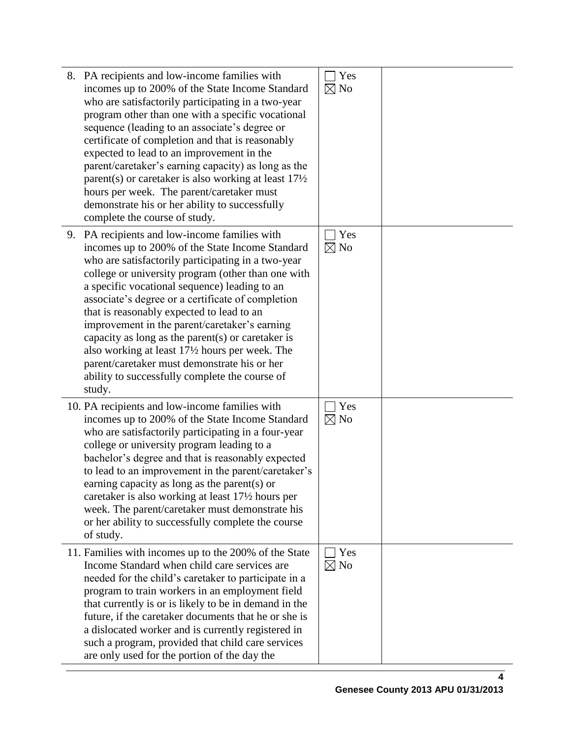| | | |
|---|---|---|
| 8. PA recipients and low-income families with incomes up to 200% of the State Income Standard who are satisfactorily participating in a two-year program other than one with a specific vocational sequence (leading to an associate's degree or certificate of completion and that is reasonably expected to lead to an improvement in the parent/caretaker's earning capacity) as long as the parent(s) or caretaker is also working at least 17½ hours per week. The parent/caretaker must demonstrate his or her ability to successfully complete the course of study. | ☐ Yes ☒ No | |
| 9. PA recipients and low-income families with incomes up to 200% of the State Income Standard who are satisfactorily participating in a two-year college or university program (other than one with a specific vocational sequence) leading to an associate's degree or a certificate of completion that is reasonably expected to lead to an improvement in the parent/caretaker's earning capacity as long as the parent(s) or caretaker is also working at least 17½ hours per week. The parent/caretaker must demonstrate his or her ability to successfully complete the course of study. | ☐ Yes ☒ No | |
| 10. PA recipients and low-income families with incomes up to 200% of the State Income Standard who are satisfactorily participating in a four-year college or university program leading to a bachelor's degree and that is reasonably expected to lead to an improvement in the parent/caretaker's earning capacity as long as the parent(s) or caretaker is also working at least 17½ hours per week. The parent/caretaker must demonstrate his or her ability to successfully complete the course of study. | ☐ Yes ☒ No | |
| 11. Families with incomes up to the 200% of the State Income Standard when child care services are needed for the child's caretaker to participate in a program to train workers in an employment field that currently is or is likely to be in demand in the future, if the caretaker documents that he or she is a dislocated worker and is currently registered in such a program, provided that child care services are only used for the portion of the day the | ☐ Yes ☒ No | |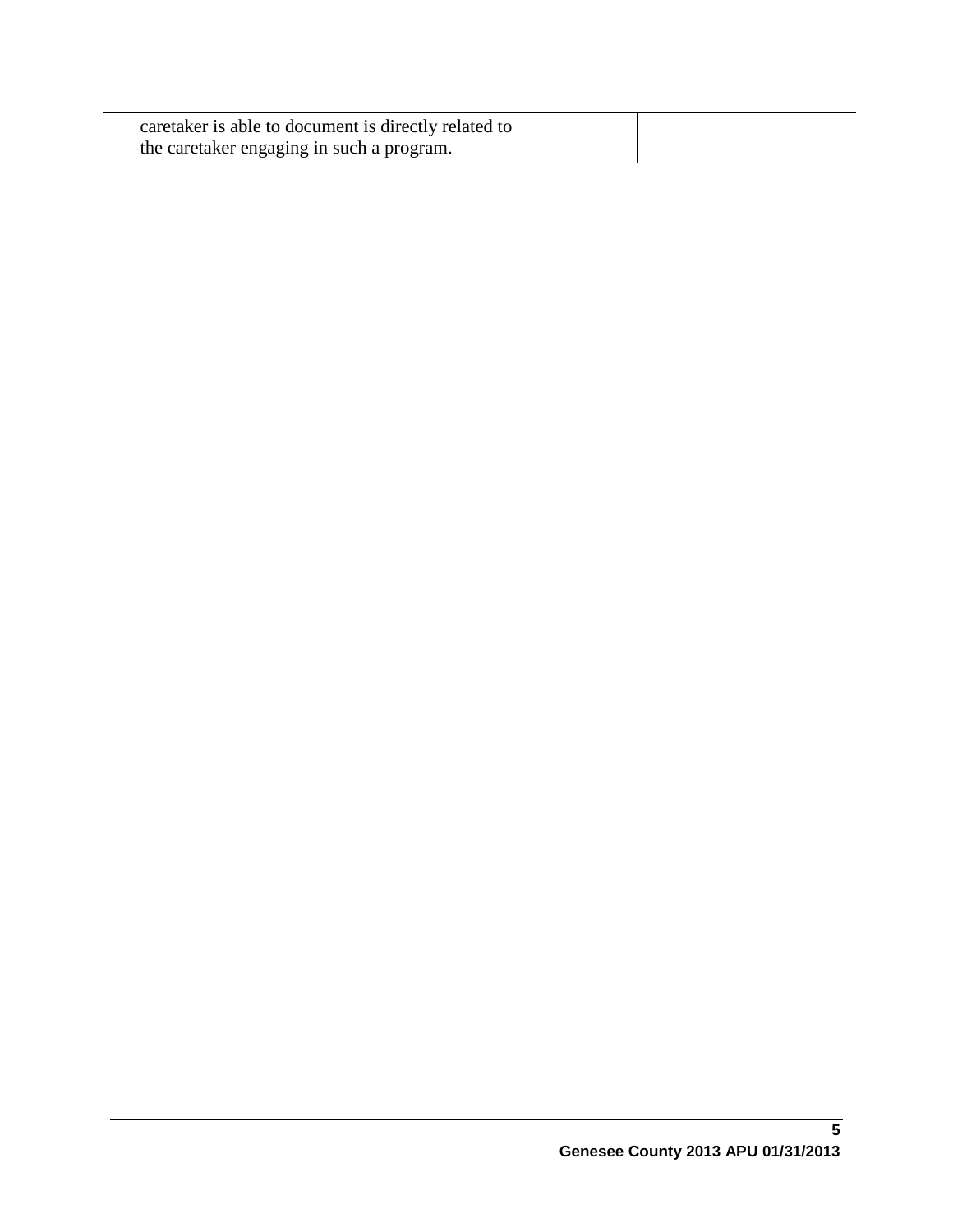| | | |
|---|---|---|
| caretaker is able to document is directly related to the caretaker engaging in such a program. | | |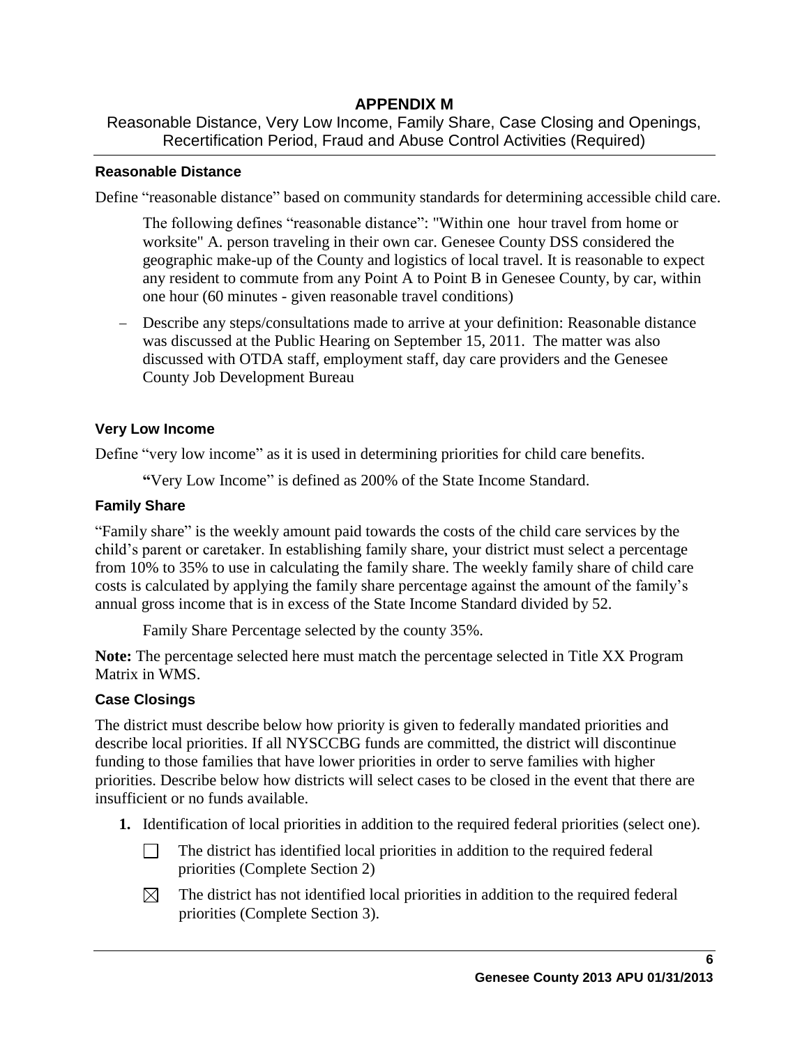# APPENDIX M

Reasonable Distance, Very Low Income, Family Share, Case Closing and Openings, Recertification Period, Fraud and Abuse Control Activities (Required)

### Reasonable Distance

Define "reasonable distance" based on community standards for determining accessible child care.

The following defines "reasonable distance": "Within one hour travel from home or worksite" A. person traveling in their own car. Genesee County DSS considered the geographic make-up of the County and logistics of local travel. It is reasonable to expect any resident to commute from any Point A to Point B in Genesee County, by car, within one hour (60 minutes - given reasonable travel conditions)

– Describe any steps/consultations made to arrive at your definition: Reasonable distance was discussed at the Public Hearing on September 15, 2011. The matter was also discussed with OTDA staff, employment staff, day care providers and the Genesee County Job Development Bureau

### Very Low Income

Define "very low income" as it is used in determining priorities for child care benefits.

**"**Very Low Income" is defined as 200% of the State Income Standard.

### Family Share

"Family share" is the weekly amount paid towards the costs of the child care services by the child's parent or caretaker. In establishing family share, your district must select a percentage from 10% to 35% to use in calculating the family share. The weekly family share of child care costs is calculated by applying the family share percentage against the amount of the family's annual gross income that is in excess of the State Income Standard divided by 52.

Family Share Percentage selected by the county 35%.

**Note:** The percentage selected here must match the percentage selected in Title XX Program Matrix in WMS.

### Case Closings

The district must describe below how priority is given to federally mandated priorities and describe local priorities. If all NYSCCBG funds are committed, the district will discontinue funding to those families that have lower priorities in order to serve families with higher priorities. Describe below how districts will select cases to be closed in the event that there are insufficient or no funds available.

**1.** Identification of local priorities in addition to the required federal priorities (select one).

☐ The district has identified local priorities in addition to the required federal priorities (Complete Section 2)

☒ The district has not identified local priorities in addition to the required federal priorities (Complete Section 3).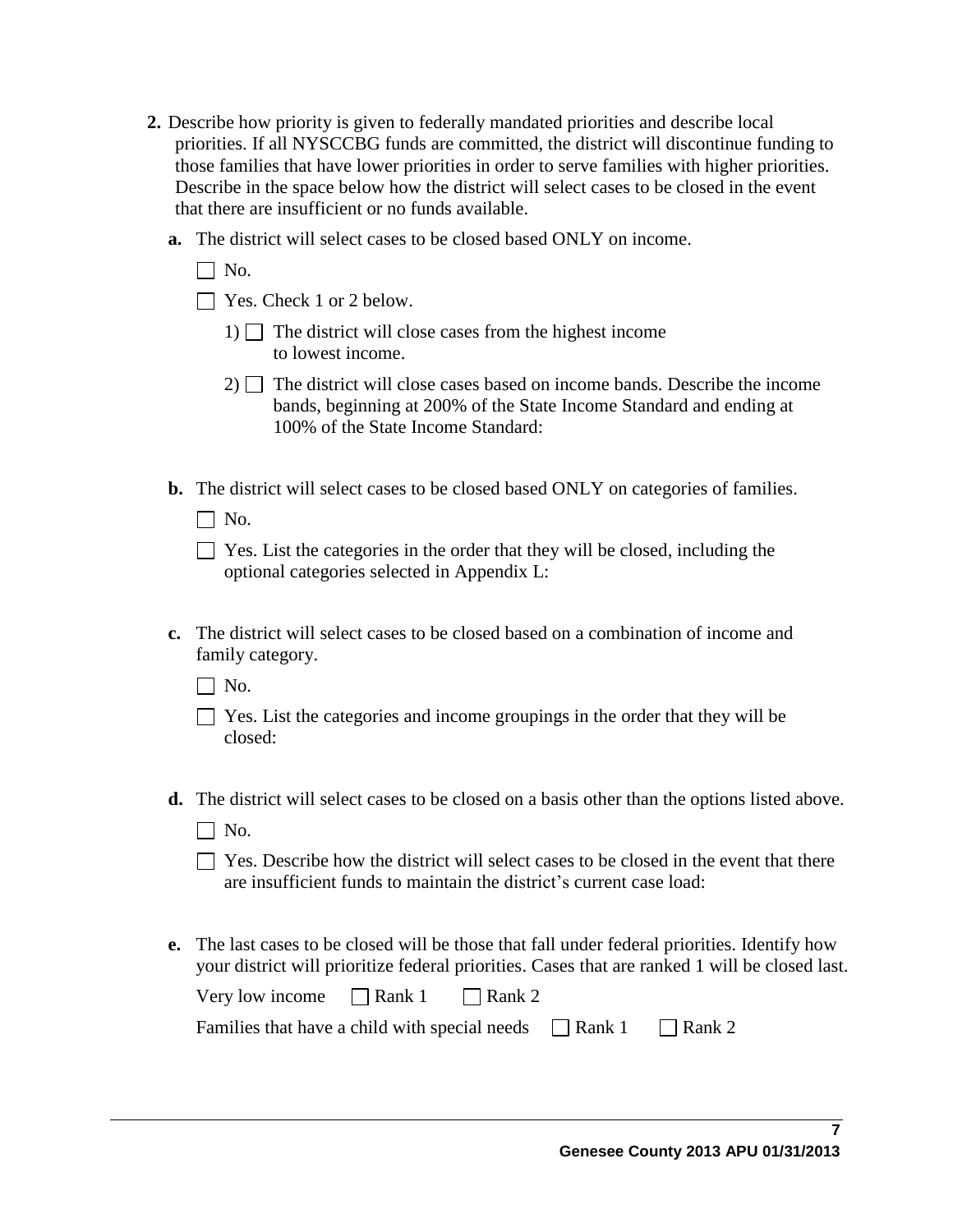**2.** Describe how priority is given to federally mandated priorities and describe local priorities. If all NYSCCBG funds are committed, the district will discontinue funding to those families that have lower priorities in order to serve families with higher priorities. Describe in the space below how the district will select cases to be closed in the event that there are insufficient or no funds available.

**a.** The district will select cases to be closed based ONLY on income.

☐ No.

☐ Yes. Check 1 or 2 below.

1) ☐ The district will close cases from the highest income to lowest income.

2) ☐ The district will close cases based on income bands. Describe the income bands, beginning at 200% of the State Income Standard and ending at 100% of the State Income Standard:

**b.** The district will select cases to be closed based ONLY on categories of families.

☐ No.

☐ Yes. List the categories in the order that they will be closed, including the optional categories selected in Appendix L:

**c.** The district will select cases to be closed based on a combination of income and family category.

☐ No.

☐ Yes. List the categories and income groupings in the order that they will be closed:

**d.** The district will select cases to be closed on a basis other than the options listed above.

☐ No.

☐ Yes. Describe how the district will select cases to be closed in the event that there are insufficient funds to maintain the district's current case load:

**e.** The last cases to be closed will be those that fall under federal priorities. Identify how your district will prioritize federal priorities. Cases that are ranked 1 will be closed last.

Very low income ☐ Rank 1 ☐ Rank 2

Families that have a child with special needs ☐ Rank 1 ☐ Rank 2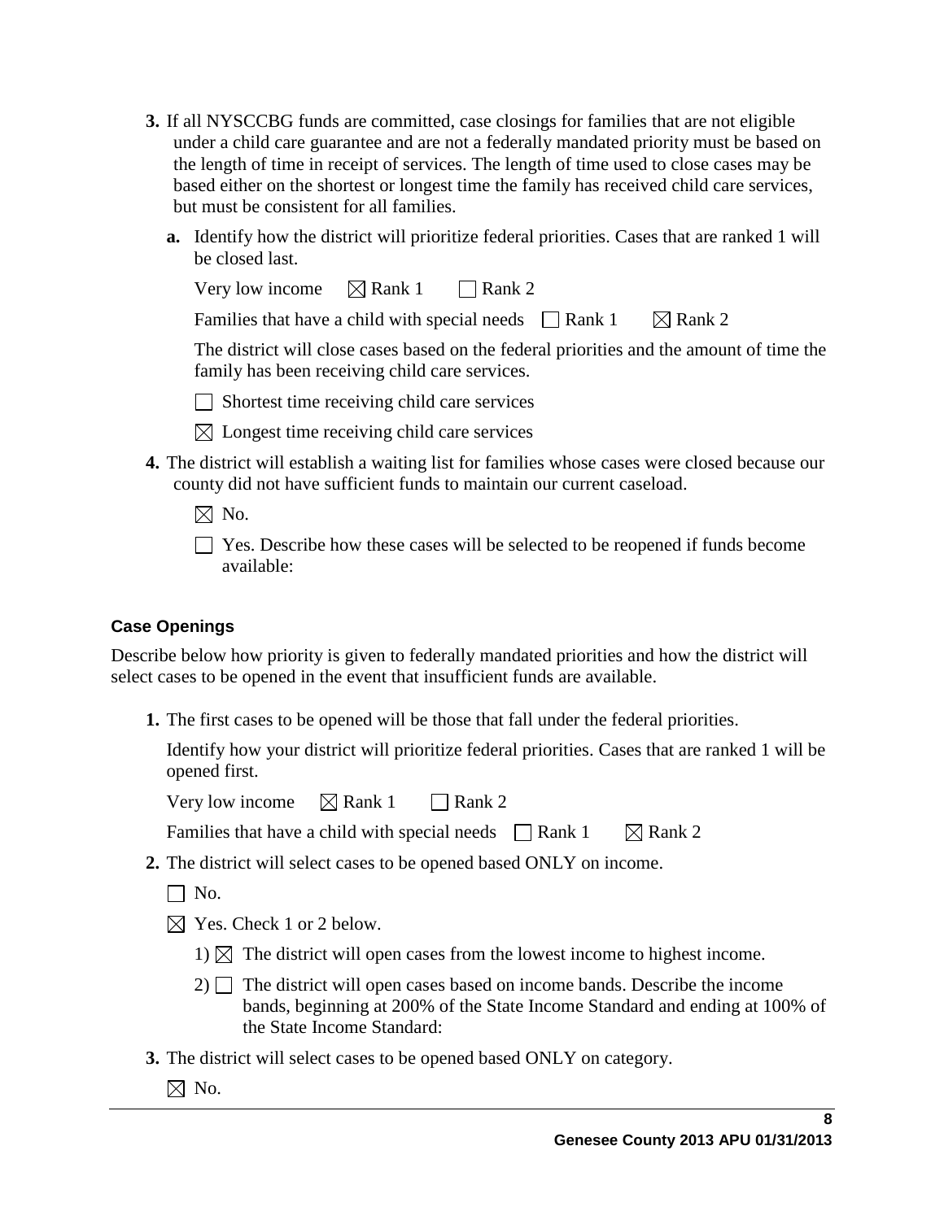3. If all NYSCCBG funds are committed, case closings for families that are not eligible under a child care guarantee and are not a federally mandated priority must be based on the length of time in receipt of services. The length of time used to close cases may be based either on the shortest or longest time the family has received child care services, but must be consistent for all families.

   **a.** Identify how the district will prioritize federal priorities. Cases that are ranked 1 will be closed last.

   Very low income ☒ Rank 1 ☐ Rank 2

   Families that have a child with special needs ☐ Rank 1 ☒ Rank 2

   The district will close cases based on the federal priorities and the amount of time the family has been receiving child care services.

   ☐ Shortest time receiving child care services

   ☒ Longest time receiving child care services

4. The district will establish a waiting list for families whose cases were closed because our county did not have sufficient funds to maintain our current caseload.

   ☒ No.

   ☐ Yes. Describe how these cases will be selected to be reopened if funds become available:

### Case Openings

Describe below how priority is given to federally mandated priorities and how the district will select cases to be opened in the event that insufficient funds are available.

1. The first cases to be opened will be those that fall under the federal priorities.

   Identify how your district will prioritize federal priorities. Cases that are ranked 1 will be opened first.

   Very low income ☒ Rank 1 ☐ Rank 2

   Families that have a child with special needs ☐ Rank 1 ☒ Rank 2

2. The district will select cases to be opened based ONLY on income.

   ☐ No.

   ☒ Yes. Check 1 or 2 below.

   1) ☒ The district will open cases from the lowest income to highest income.

   2) ☐ The district will open cases based on income bands. Describe the income bands, beginning at 200% of the State Income Standard and ending at 100% of the State Income Standard:

3. The district will select cases to be opened based ONLY on category.

   ☒ No.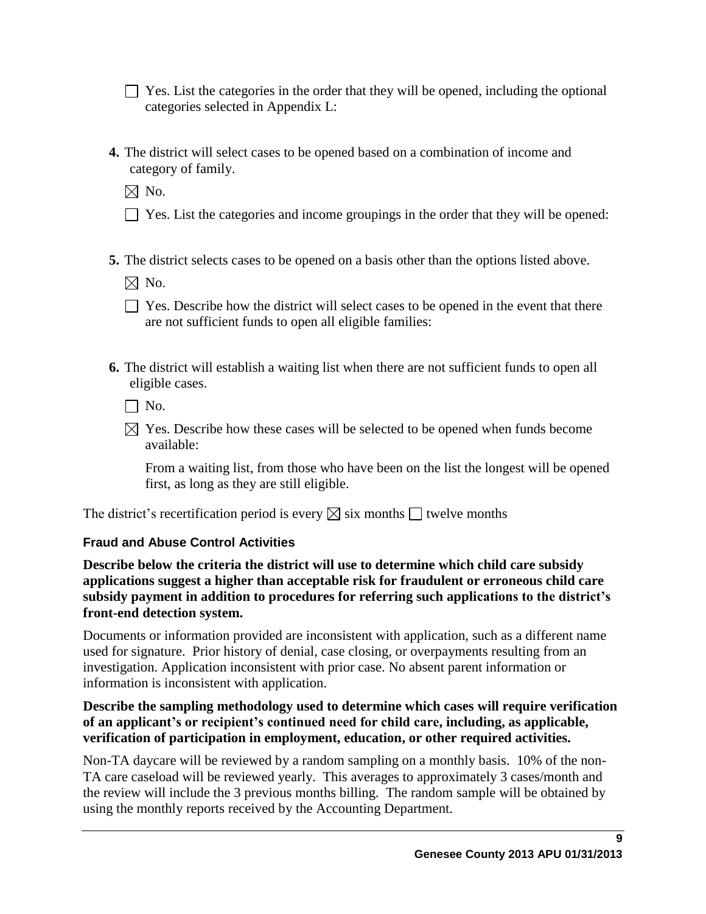☐ Yes. List the categories in the order that they will be opened, including the optional categories selected in Appendix L:

4. The district will select cases to be opened based on a combination of income and category of family.

   ☒ No.

   ☐ Yes. List the categories and income groupings in the order that they will be opened:

5. The district selects cases to be opened on a basis other than the options listed above.

   ☒ No.

   ☐ Yes. Describe how the district will select cases to be opened in the event that there are not sufficient funds to open all eligible families:

6. The district will establish a waiting list when there are not sufficient funds to open all eligible cases.

   ☐ No.

   ☒ Yes. Describe how these cases will be selected to be opened when funds become available:

   From a waiting list, from those who have been on the list the longest will be opened first, as long as they are still eligible.

The district's recertification period is every ☒ six months ☐ twelve months

### Fraud and Abuse Control Activities

**Describe below the criteria the district will use to determine which child care subsidy applications suggest a higher than acceptable risk for fraudulent or erroneous child care subsidy payment in addition to procedures for referring such applications to the district's front-end detection system.**

Documents or information provided are inconsistent with application, such as a different name used for signature. Prior history of denial, case closing, or overpayments resulting from an investigation. Application inconsistent with prior case. No absent parent information or information is inconsistent with application.

**Describe the sampling methodology used to determine which cases will require verification of an applicant's or recipient's continued need for child care, including, as applicable, verification of participation in employment, education, or other required activities.**

Non-TA daycare will be reviewed by a random sampling on a monthly basis. 10% of the non-TA care caseload will be reviewed yearly. This averages to approximately 3 cases/month and the review will include the 3 previous months billing. The random sample will be obtained by using the monthly reports received by the Accounting Department.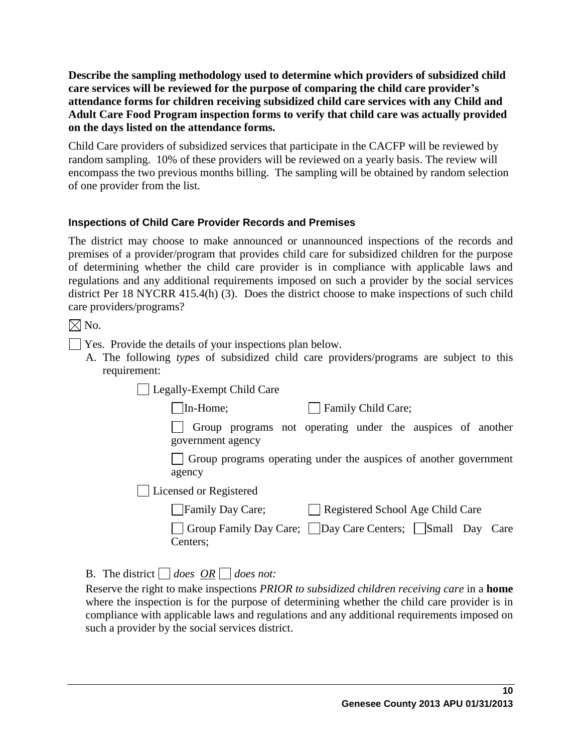**Describe the sampling methodology used to determine which providers of subsidized child care services will be reviewed for the purpose of comparing the child care provider's attendance forms for children receiving subsidized child care services with any Child and Adult Care Food Program inspection forms to verify that child care was actually provided on the days listed on the attendance forms.**

Child Care providers of subsidized services that participate in the CACFP will be reviewed by random sampling. 10% of these providers will be reviewed on a yearly basis. The review will encompass the two previous months billing. The sampling will be obtained by random selection of one provider from the list.

### Inspections of Child Care Provider Records and Premises

The district may choose to make announced or unannounced inspections of the records and premises of a provider/program that provides child care for subsidized children for the purpose of determining whether the child care provider is in compliance with applicable laws and regulations and any additional requirements imposed on such a provider by the social services district Per 18 NYCRR 415.4(h) (3). Does the district choose to make inspections of such child care providers/programs?

☒ No.

☐ Yes. Provide the details of your inspections plan below.

A. The following *types* of subsidized child care providers/programs are subject to this requirement:

☐ Legally-Exempt Child Care

☐ In-Home; ☐ Family Child Care;

☐ Group programs not operating under the auspices of another government agency

☐ Group programs operating under the auspices of another government agency

☐ Licensed or Registered

☐ Family Day Care; ☐ Registered School Age Child Care

☐ Group Family Day Care; ☐ Day Care Centers; ☐ Small Day Care Centers;

B. The district ☐ *does* *OR* ☐ *does not:*

Reserve the right to make inspections *PRIOR to subsidized children receiving care* in a **home** where the inspection is for the purpose of determining whether the child care provider is in compliance with applicable laws and regulations and any additional requirements imposed on such a provider by the social services district.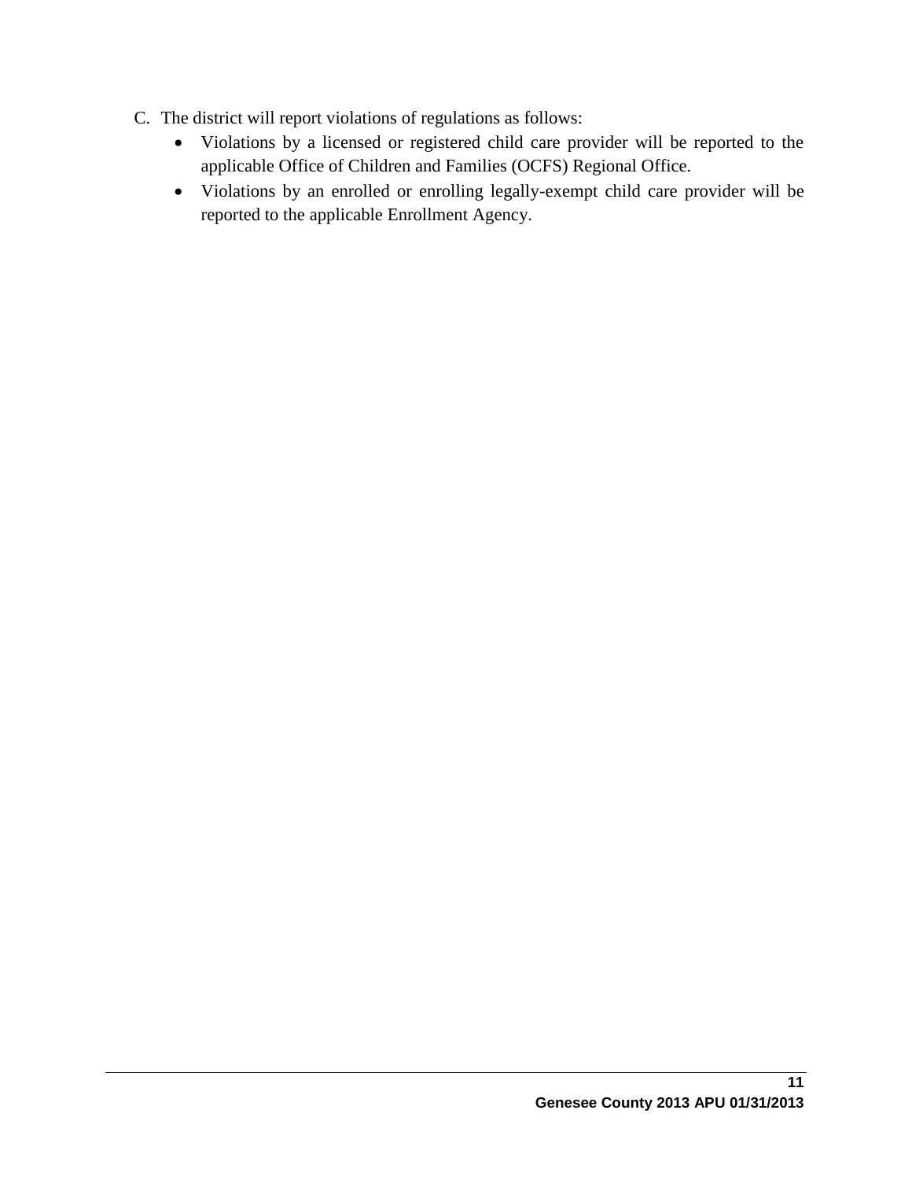C. The district will report violations of regulations as follows:

- Violations by a licensed or registered child care provider will be reported to the applicable Office of Children and Families (OCFS) Regional Office.
- Violations by an enrolled or enrolling legally-exempt child care provider will be reported to the applicable Enrollment Agency.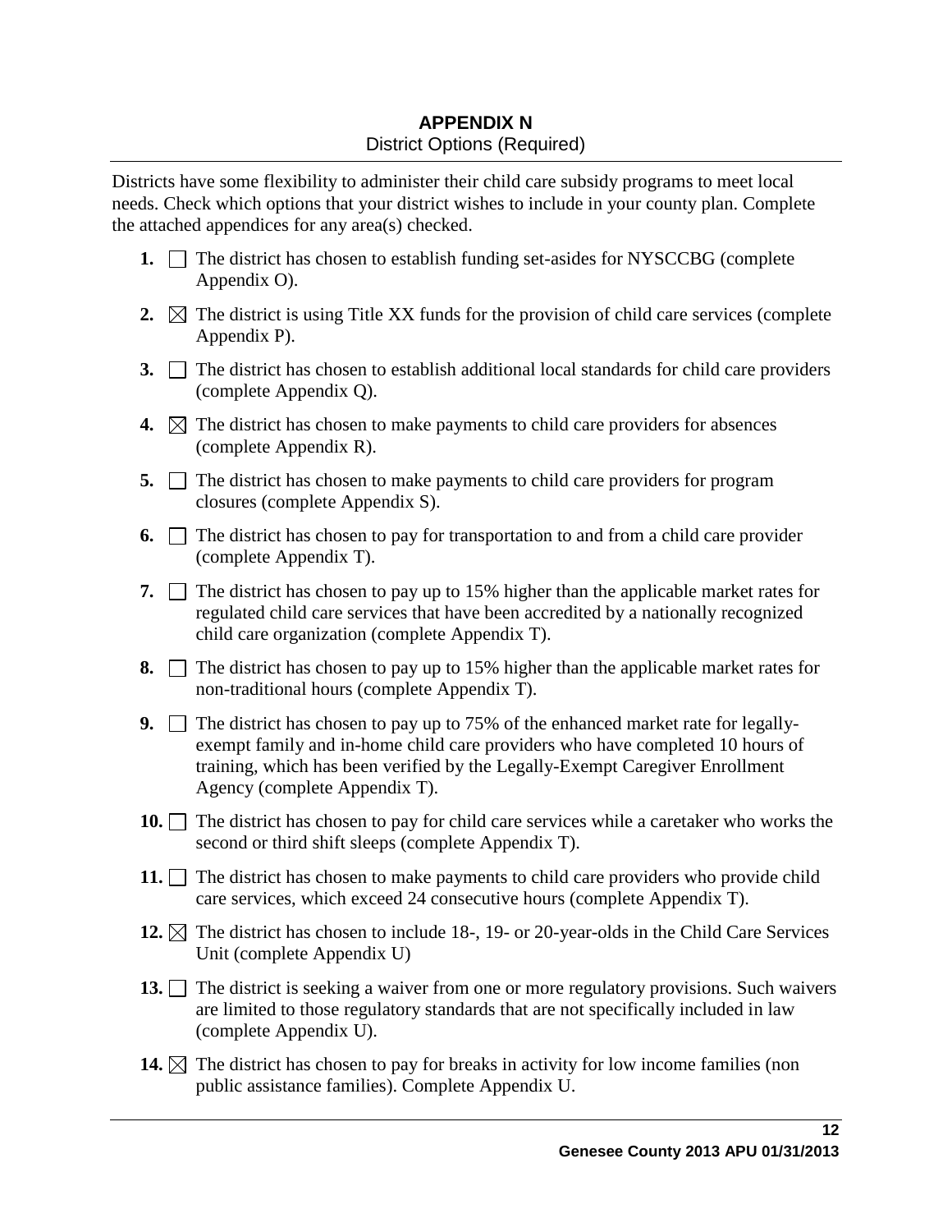## APPENDIX N

District Options (Required)

Districts have some flexibility to administer their child care subsidy programs to meet local needs. Check which options that your district wishes to include in your county plan. Complete the attached appendices for any area(s) checked.

1. ☐ The district has chosen to establish funding set-asides for NYSCCBG (complete Appendix O).
2. ☒ The district is using Title XX funds for the provision of child care services (complete Appendix P).
3. ☐ The district has chosen to establish additional local standards for child care providers (complete Appendix Q).
4. ☒ The district has chosen to make payments to child care providers for absences (complete Appendix R).
5. ☐ The district has chosen to make payments to child care providers for program closures (complete Appendix S).
6. ☐ The district has chosen to pay for transportation to and from a child care provider (complete Appendix T).
7. ☐ The district has chosen to pay up to 15% higher than the applicable market rates for regulated child care services that have been accredited by a nationally recognized child care organization (complete Appendix T).
8. ☐ The district has chosen to pay up to 15% higher than the applicable market rates for non-traditional hours (complete Appendix T).
9. ☐ The district has chosen to pay up to 75% of the enhanced market rate for legally-exempt family and in-home child care providers who have completed 10 hours of training, which has been verified by the Legally-Exempt Caregiver Enrollment Agency (complete Appendix T).
10. ☐ The district has chosen to pay for child care services while a caretaker who works the second or third shift sleeps (complete Appendix T).
11. ☐ The district has chosen to make payments to child care providers who provide child care services, which exceed 24 consecutive hours (complete Appendix T).
12. ☒ The district has chosen to include 18-, 19- or 20-year-olds in the Child Care Services Unit (complete Appendix U)
13. ☐ The district is seeking a waiver from one or more regulatory provisions. Such waivers are limited to those regulatory standards that are not specifically included in law (complete Appendix U).
14. ☒ The district has chosen to pay for breaks in activity for low income families (non public assistance families). Complete Appendix U.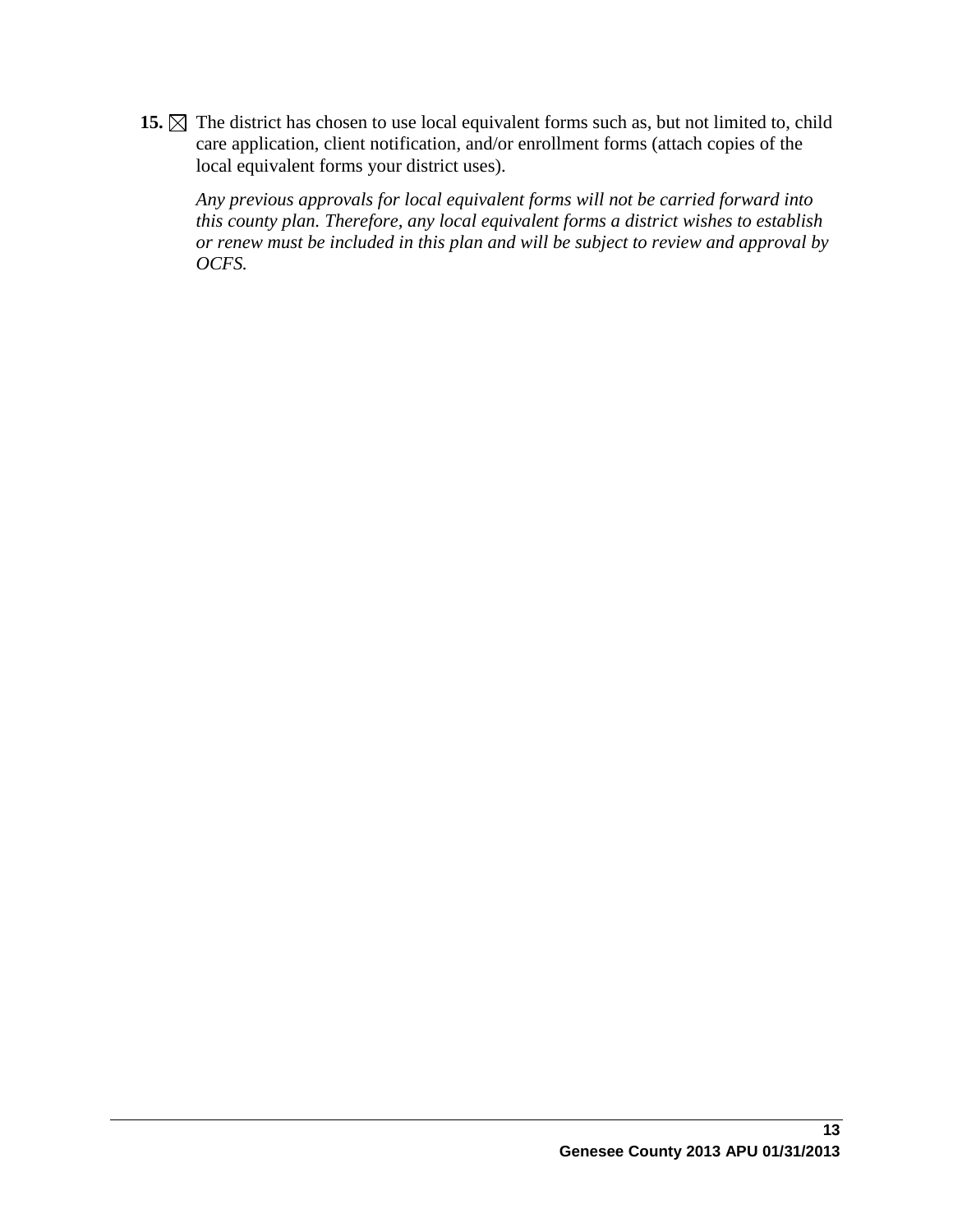**15.** ☒ The district has chosen to use local equivalent forms such as, but not limited to, child care application, client notification, and/or enrollment forms (attach copies of the local equivalent forms your district uses).

*Any previous approvals for local equivalent forms will not be carried forward into this county plan. Therefore, any local equivalent forms a district wishes to establish or renew must be included in this plan and will be subject to review and approval by OCFS.*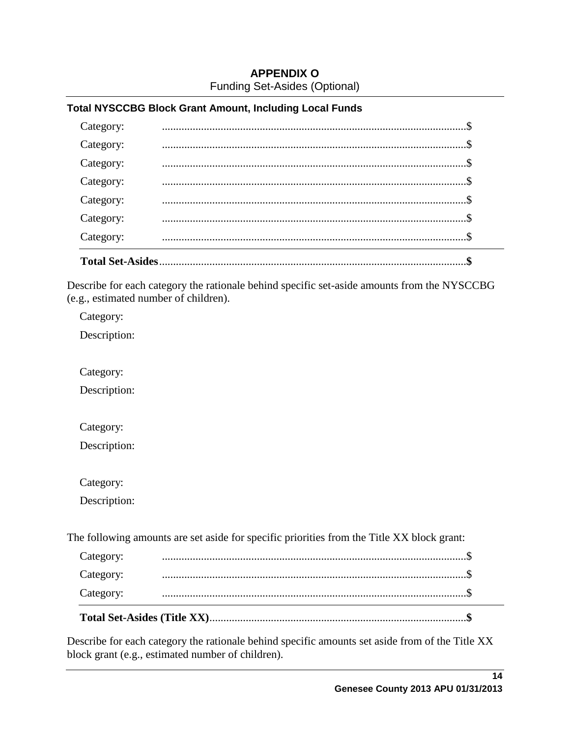# APPENDIX O

Funding Set-Asides (Optional)

### Total NYSCCBG Block Grant Amount, Including Local Funds

Category: ............................................................................................................$

Category: ............................................................................................................$

Category: ............................................................................................................$

Category: ............................................................................................................$

Category: ............................................................................................................$

Category: ............................................................................................................$

Category: ............................................................................................................$

**Total Set-Asides**.............................................................................................................**$**

Describe for each category the rationale behind specific set-aside amounts from the NYSCCBG (e.g., estimated number of children).

Category:

Description:

Category:

Description:

Category:

Description:

Category:

Description:

The following amounts are set aside for specific priorities from the Title XX block grant:

Category: ............................................................................................................$

Category: ............................................................................................................$

Category: ............................................................................................................$

**Total Set-Asides (Title XX)**...........................................................................................**$**

Describe for each category the rationale behind specific amounts set aside from of the Title XX block grant (e.g., estimated number of children).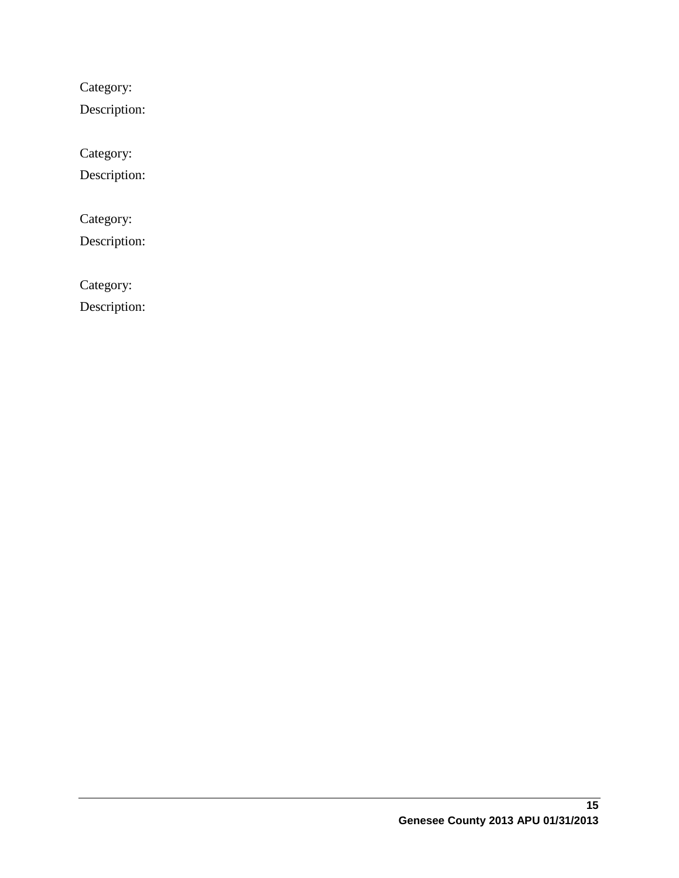Category:

Description:

Category:

Description:

Category:

Description:

Category:

Description: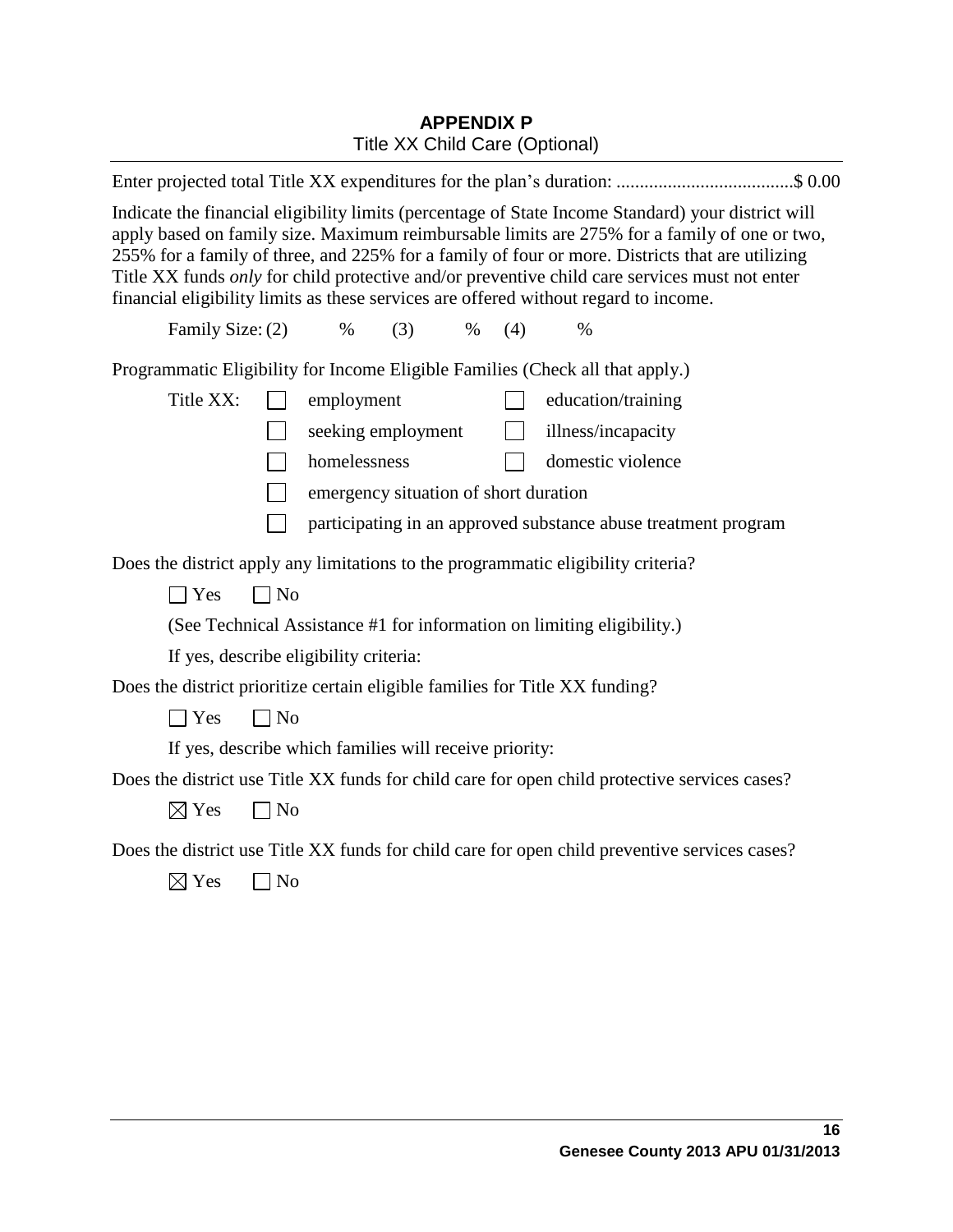# APPENDIX P

Title XX Child Care (Optional)

Enter projected total Title XX expenditures for the plan's duration: ......................................$ 0.00

Indicate the financial eligibility limits (percentage of State Income Standard) your district will apply based on family size. Maximum reimbursable limits are 275% for a family of one or two, 255% for a family of three, and 225% for a family of four or more. Districts that are utilizing Title XX funds *only* for child protective and/or preventive child care services must not enter financial eligibility limits as these services are offered without regard to income.

Family Size: (2) % (3) % (4) %

Programmatic Eligibility for Income Eligible Families (Check all that apply.)

Title XX:

- ☐ employment
- ☐ education/training
- ☐ seeking employment
- ☐ illness/incapacity
- ☐ homelessness
- ☐ domestic violence
- ☐ emergency situation of short duration
- ☐ participating in an approved substance abuse treatment program

Does the district apply any limitations to the programmatic eligibility criteria?

☐ Yes ☐ No

(See Technical Assistance #1 for information on limiting eligibility.)

If yes, describe eligibility criteria:

Does the district prioritize certain eligible families for Title XX funding?

☐ Yes ☐ No

If yes, describe which families will receive priority:

Does the district use Title XX funds for child care for open child protective services cases?

☒ Yes ☐ No

Does the district use Title XX funds for child care for open child preventive services cases?

☒ Yes ☐ No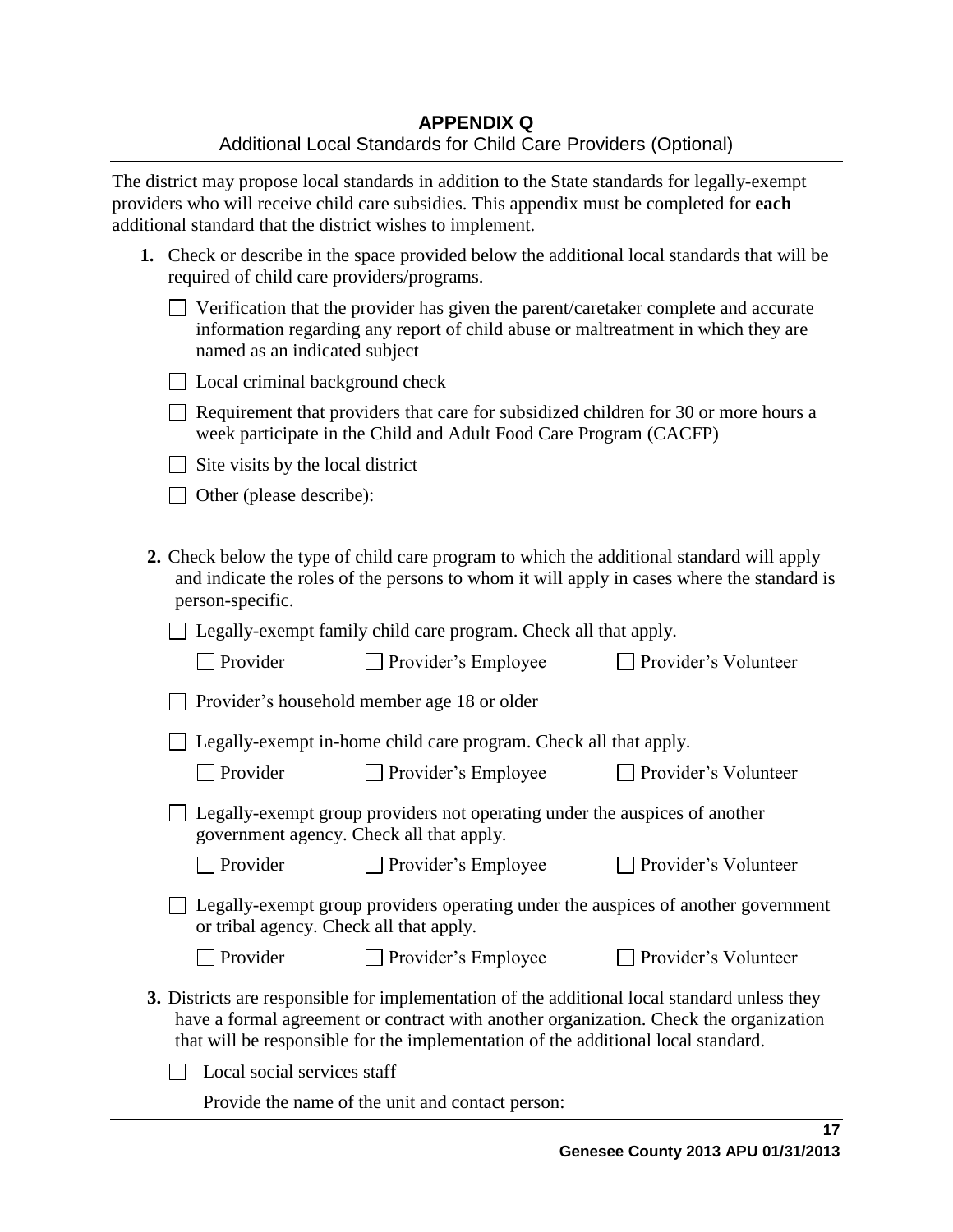## APPENDIX Q

Additional Local Standards for Child Care Providers (Optional)

The district may propose local standards in addition to the State standards for legally-exempt providers who will receive child care subsidies. This appendix must be completed for **each** additional standard that the district wishes to implement.

**1.** Check or describe in the space provided below the additional local standards that will be required of child care providers/programs.

- ☐ Verification that the provider has given the parent/caretaker complete and accurate information regarding any report of child abuse or maltreatment in which they are named as an indicated subject
- ☐ Local criminal background check
- ☐ Requirement that providers that care for subsidized children for 30 or more hours a week participate in the Child and Adult Food Care Program (CACFP)
- ☐ Site visits by the local district
- ☐ Other (please describe):

**2.** Check below the type of child care program to which the additional standard will apply and indicate the roles of the persons to whom it will apply in cases where the standard is person-specific.

☐ Legally-exempt family child care program. Check all that apply.

☐ Provider ☐ Provider's Employee ☐ Provider's Volunteer

☐ Provider's household member age 18 or older

☐ Legally-exempt in-home child care program. Check all that apply.

☐ Provider ☐ Provider's Employee ☐ Provider's Volunteer

☐ Legally-exempt group providers not operating under the auspices of another government agency. Check all that apply.

☐ Provider ☐ Provider's Employee ☐ Provider's Volunteer

☐ Legally-exempt group providers operating under the auspices of another government or tribal agency. Check all that apply.

☐ Provider ☐ Provider's Employee ☐ Provider's Volunteer

**3.** Districts are responsible for implementation of the additional local standard unless they have a formal agreement or contract with another organization. Check the organization that will be responsible for the implementation of the additional local standard.

☐ Local social services staff

Provide the name of the unit and contact person: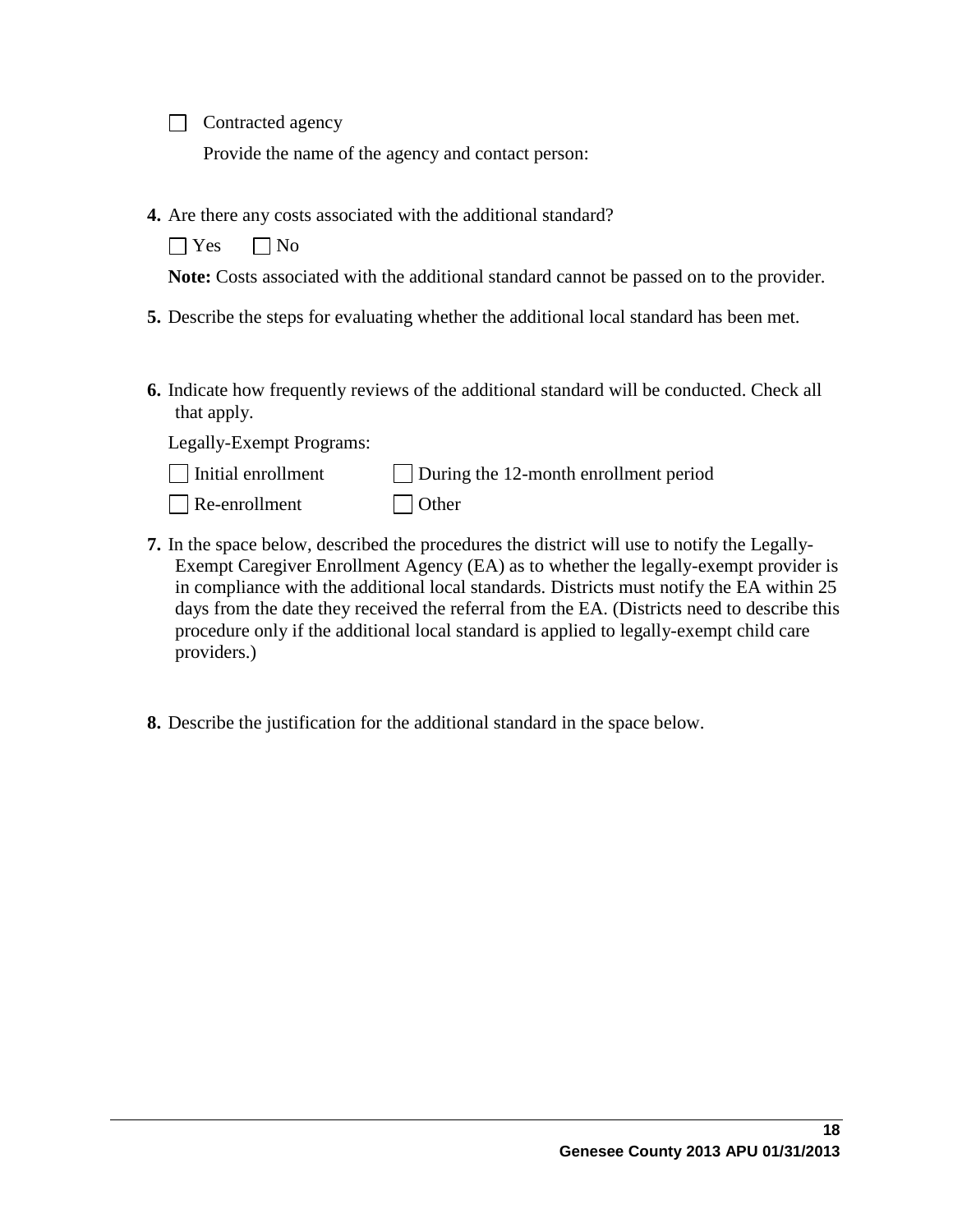☐ Contracted agency

Provide the name of the agency and contact person:

**4.** Are there any costs associated with the additional standard?

☐ Yes ☐ No

**Note:** Costs associated with the additional standard cannot be passed on to the provider.

**5.** Describe the steps for evaluating whether the additional local standard has been met.

**6.** Indicate how frequently reviews of the additional standard will be conducted. Check all that apply.

Legally-Exempt Programs:

☐ Initial enrollment ☐ During the 12-month enrollment period

☐ Re-enrollment ☐ Other

**7.** In the space below, described the procedures the district will use to notify the Legally-Exempt Caregiver Enrollment Agency (EA) as to whether the legally-exempt provider is in compliance with the additional local standards. Districts must notify the EA within 25 days from the date they received the referral from the EA. (Districts need to describe this procedure only if the additional local standard is applied to legally-exempt child care providers.)

**8.** Describe the justification for the additional standard in the space below.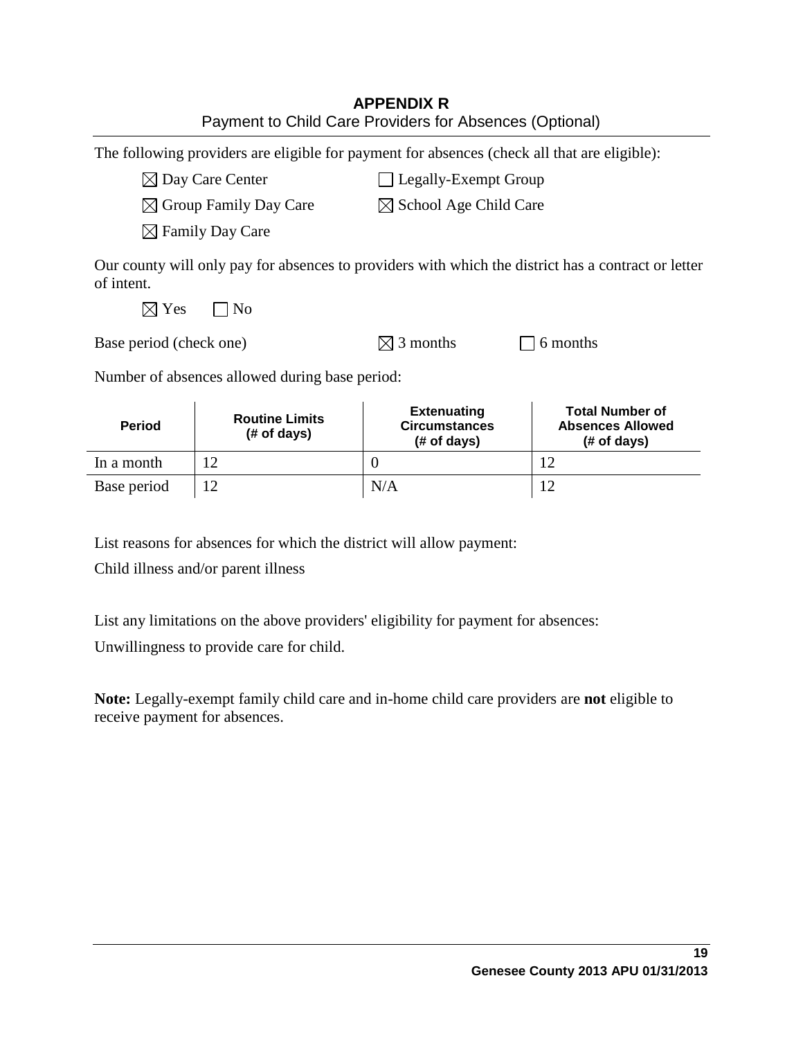## APPENDIX R
Payment to Child Care Providers for Absences (Optional)

The following providers are eligible for payment for absences (check all that are eligible):

☒ Day Care Center ☐ Legally-Exempt Group

☒ Group Family Day Care ☒ School Age Child Care

☒ Family Day Care

Our county will only pay for absences to providers with which the district has a contract or letter of intent.

☒ Yes ☐ No

Base period (check one) ☒ 3 months ☐ 6 months

Number of absences allowed during base period:

| Period | Routine Limits (# of days) | Extenuating Circumstances (# of days) | Total Number of Absences Allowed (# of days) |
|---|---|---|---|
| In a month | 12 | 0 | 12 |
| Base period | 12 | N/A | 12 |

List reasons for absences for which the district will allow payment:

Child illness and/or parent illness

List any limitations on the above providers' eligibility for payment for absences:

Unwillingness to provide care for child.

**Note:** Legally-exempt family child care and in-home child care providers are **not** eligible to receive payment for absences.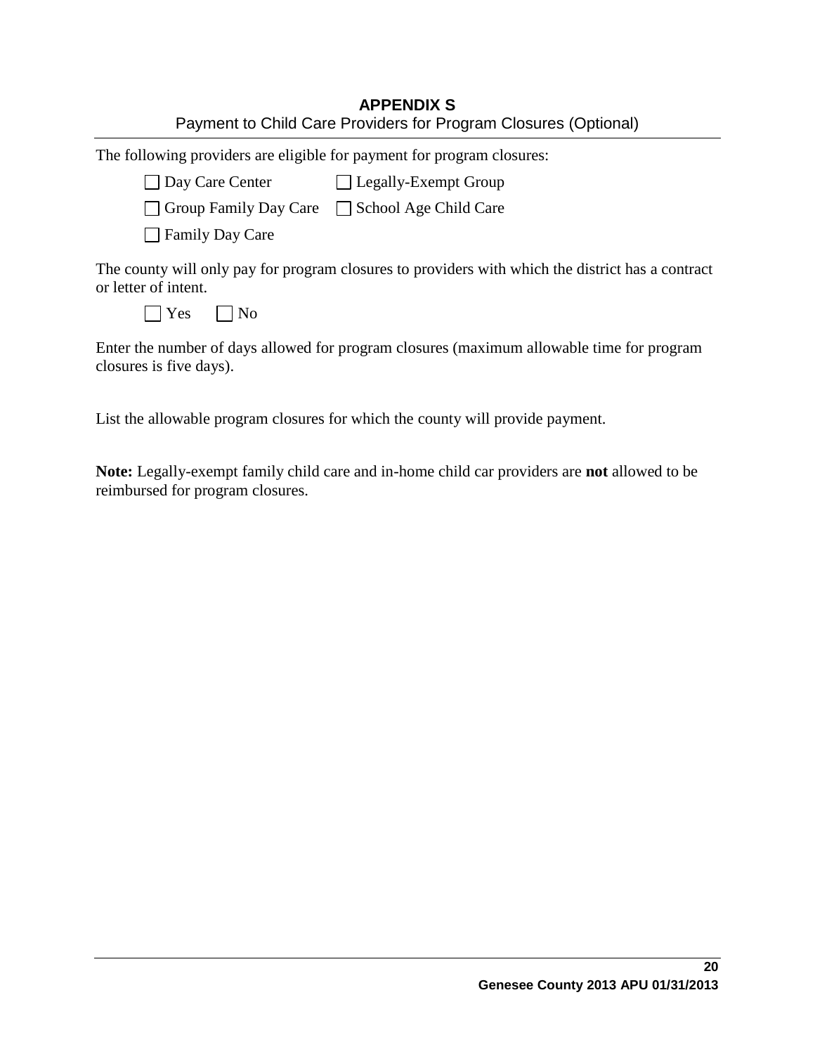## APPENDIX S

Payment to Child Care Providers for Program Closures (Optional)

The following providers are eligible for payment for program closures:

- ☐ Day Care Center
- ☐ Legally-Exempt Group
- ☐ Group Family Day Care
- ☐ School Age Child Care
- ☐ Family Day Care

The county will only pay for program closures to providers with which the district has a contract or letter of intent.

☐ Yes ☐ No

Enter the number of days allowed for program closures (maximum allowable time for program closures is five days).

List the allowable program closures for which the county will provide payment.

**Note:** Legally-exempt family child care and in-home child car providers are **not** allowed to be reimbursed for program closures.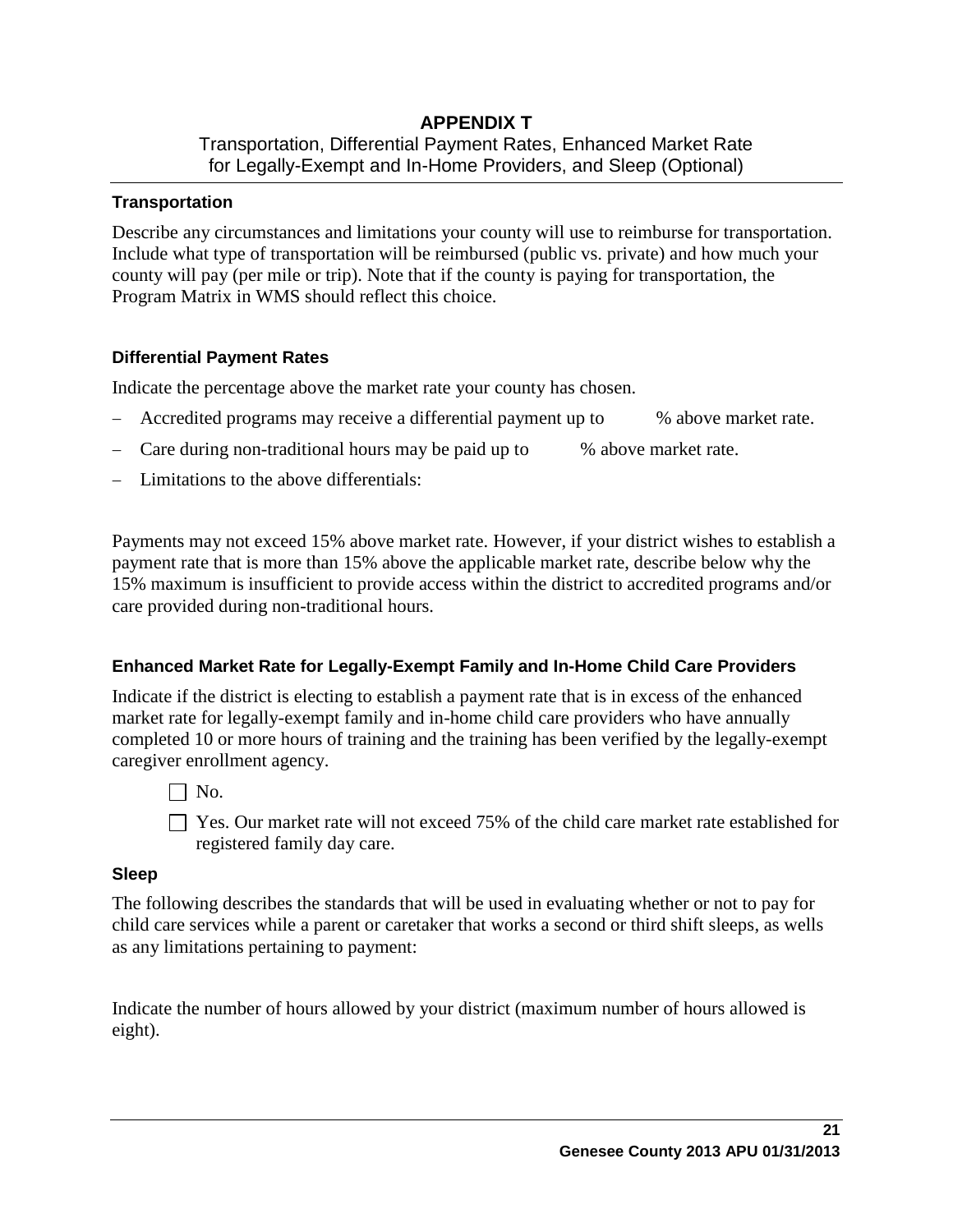# APPENDIX T

Transportation, Differential Payment Rates, Enhanced Market Rate for Legally-Exempt and In-Home Providers, and Sleep (Optional)

### Transportation

Describe any circumstances and limitations your county will use to reimburse for transportation. Include what type of transportation will be reimbursed (public vs. private) and how much your county will pay (per mile or trip). Note that if the county is paying for transportation, the Program Matrix in WMS should reflect this choice.

### Differential Payment Rates

Indicate the percentage above the market rate your county has chosen.

- Accredited programs may receive a differential payment up to % above market rate.
- Care during non-traditional hours may be paid up to % above market rate.
- Limitations to the above differentials:

Payments may not exceed 15% above market rate. However, if your district wishes to establish a payment rate that is more than 15% above the applicable market rate, describe below why the 15% maximum is insufficient to provide access within the district to accredited programs and/or care provided during non-traditional hours.

### Enhanced Market Rate for Legally-Exempt Family and In-Home Child Care Providers

Indicate if the district is electing to establish a payment rate that is in excess of the enhanced market rate for legally-exempt family and in-home child care providers who have annually completed 10 or more hours of training and the training has been verified by the legally-exempt caregiver enrollment agency.

☐ No.

☐ Yes. Our market rate will not exceed 75% of the child care market rate established for registered family day care.

### Sleep

The following describes the standards that will be used in evaluating whether or not to pay for child care services while a parent or caretaker that works a second or third shift sleeps, as wells as any limitations pertaining to payment:

Indicate the number of hours allowed by your district (maximum number of hours allowed is eight).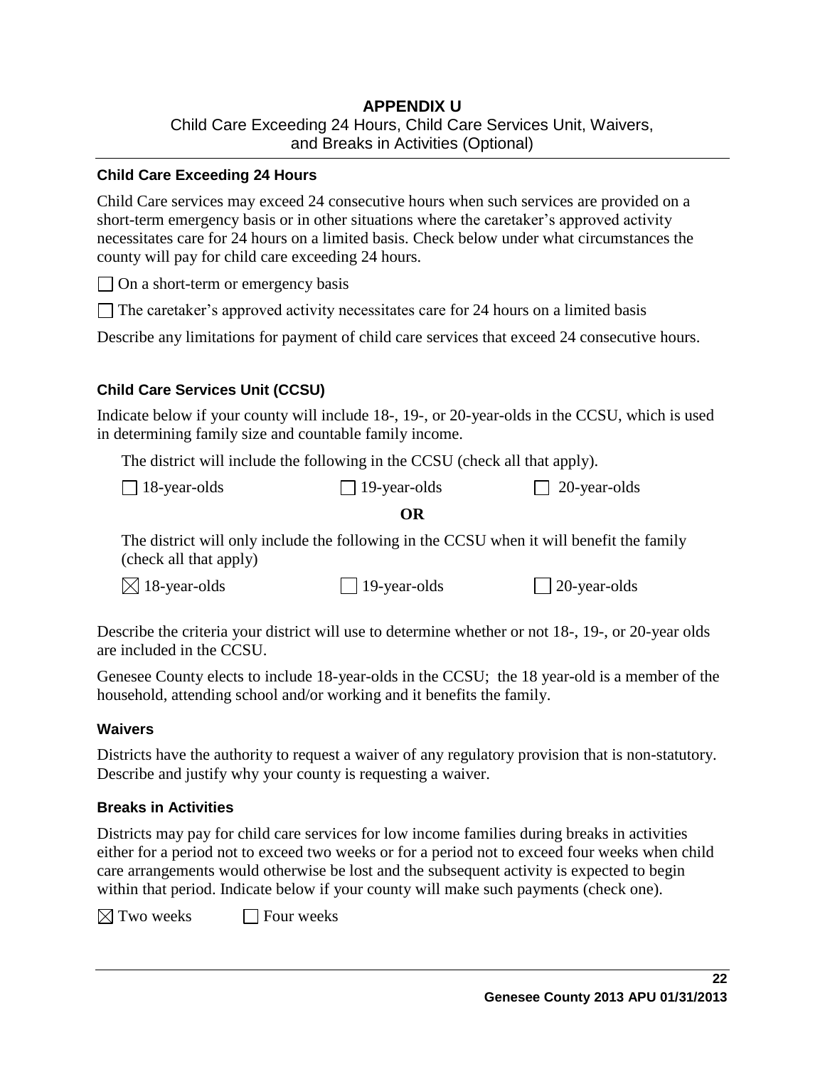# APPENDIX U

Child Care Exceeding 24 Hours, Child Care Services Unit, Waivers, and Breaks in Activities (Optional)

### Child Care Exceeding 24 Hours

Child Care services may exceed 24 consecutive hours when such services are provided on a short-term emergency basis or in other situations where the caretaker's approved activity necessitates care for 24 hours on a limited basis. Check below under what circumstances the county will pay for child care exceeding 24 hours.

☐ On a short-term or emergency basis

☐ The caretaker's approved activity necessitates care for 24 hours on a limited basis

Describe any limitations for payment of child care services that exceed 24 consecutive hours.

### Child Care Services Unit (CCSU)

Indicate below if your county will include 18-, 19-, or 20-year-olds in the CCSU, which is used in determining family size and countable family income.

The district will include the following in the CCSU (check all that apply).

☐ 18-year-olds ☐ 19-year-olds ☐ 20-year-olds

**OR**

The district will only include the following in the CCSU when it will benefit the family (check all that apply)

☒ 18-year-olds ☐ 19-year-olds ☐ 20-year-olds

Describe the criteria your district will use to determine whether or not 18-, 19-, or 20-year olds are included in the CCSU.

Genesee County elects to include 18-year-olds in the CCSU; the 18 year-old is a member of the household, attending school and/or working and it benefits the family.

### Waivers

Districts have the authority to request a waiver of any regulatory provision that is non-statutory. Describe and justify why your county is requesting a waiver.

### Breaks in Activities

Districts may pay for child care services for low income families during breaks in activities either for a period not to exceed two weeks or for a period not to exceed four weeks when child care arrangements would otherwise be lost and the subsequent activity is expected to begin within that period. Indicate below if your county will make such payments (check one).

☒ Two weeks ☐ Four weeks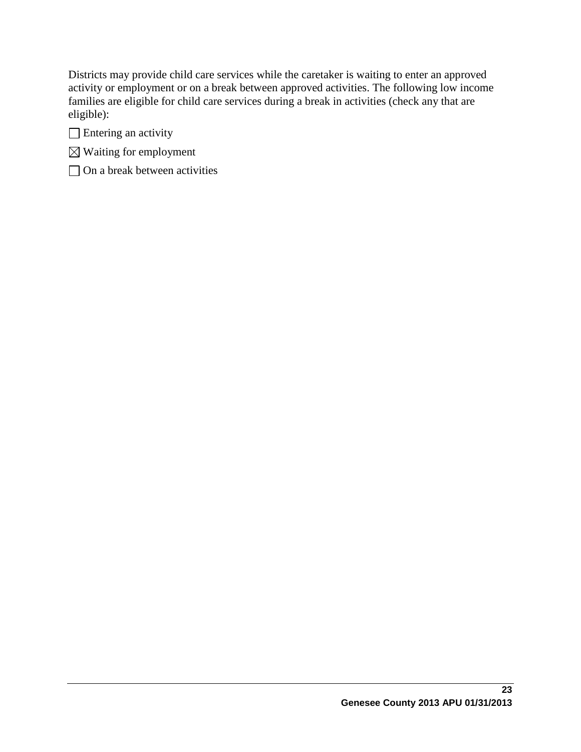Districts may provide child care services while the caretaker is waiting to enter an approved activity or employment or on a break between approved activities. The following low income families are eligible for child care services during a break in activities (check any that are eligible):

☐ Entering an activity

☒ Waiting for employment

☐ On a break between activities